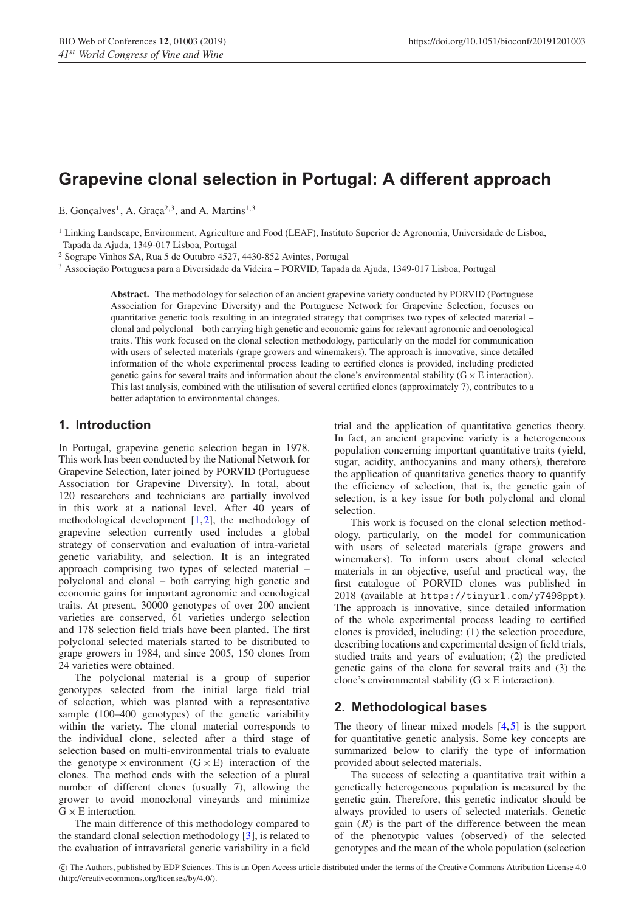# Grapevine clonal selection in Portugal: A different approach

E. Gonçalves[1], A. Graça[2,3], and A. Martins[1,3]

[1] Linking Landscape, Environment, Agriculture and Food (LEAF), Instituto Superior de Agronomia, Universidade de Lisboa, Tapada da Ajuda, 1349-017 Lisboa, Portugal

[2] Sogrape Vinhos SA, Rua 5 de Outubro 4527, 4430-852 Avintes, Portugal

[3] Associação Portuguesa para a Diversidade da Videira – PORVID, Tapada da Ajuda, 1349-017 Lisboa, Portugal

**Abstract.** The methodology for selection of an ancient grapevine variety conducted by PORVID (Portuguese Association for Grapevine Diversity) and the Portuguese Network for Grapevine Selection, focuses on quantitative genetic tools resulting in an integrated strategy that comprises two types of selected material – clonal and polyclonal – both carrying high genetic and economic gains for relevant agronomic and oenological traits. This work focused on the clonal selection methodology, particularly on the model for communication with users of selected materials (grape growers and winemakers). The approach is innovative, since detailed information of the whole experimental process leading to certified clones is provided, including predicted genetic gains for several traits and information about the clone's environmental stability (G × E interaction). This last analysis, combined with the utilisation of several certified clones (approximately 7), contributes to a better adaptation to environmental changes.

## 1. Introduction

In Portugal, grapevine genetic selection began in 1978. This work has been conducted by the National Network for Grapevine Selection, later joined by PORVID (Portuguese Association for Grapevine Diversity). In total, about 120 researchers and technicians are partially involved in this work at a national level. After 40 years of methodological development [1,2], the methodology of grapevine selection currently used includes a global strategy of conservation and evaluation of intra-varietal genetic variability, and selection. It is an integrated approach comprising two types of selected material – polyclonal and clonal – both carrying high genetic and economic gains for important agronomic and oenological traits. At present, 30000 genotypes of over 200 ancient varieties are conserved, 61 varieties undergo selection and 178 selection field trials have been planted. The first polyclonal selected materials started to be distributed to grape growers in 1984, and since 2005, 150 clones from 24 varieties were obtained.

The polyclonal material is a group of superior genotypes selected from the initial large field trial of selection, which was planted with a representative sample (100–400 genotypes) of the genetic variability within the variety. The clonal material corresponds to the individual clone, selected after a third stage of selection based on multi-environmental trials to evaluate the genotype × environment (G × E) interaction of the clones. The method ends with the selection of a plural number of different clones (usually 7), allowing the grower to avoid monoclonal vineyards and minimize G × E interaction.

The main difference of this methodology compared to the standard clonal selection methodology [3], is related to the evaluation of intravarietal genetic variability in a field trial and the application of quantitative genetics theory. In fact, an ancient grapevine variety is a heterogeneous population concerning important quantitative traits (yield, sugar, acidity, anthocyanins and many others), therefore the application of quantitative genetics theory to quantify the efficiency of selection, that is, the genetic gain of selection, is a key issue for both polyclonal and clonal selection.

This work is focused on the clonal selection methodology, particularly, on the model for communication with users of selected materials (grape growers and winemakers). To inform users about clonal selected materials in an objective, useful and practical way, the first catalogue of PORVID clones was published in 2018 (available at `https://tinyurl.com/y7498ppt`). The approach is innovative, since detailed information of the whole experimental process leading to certified clones is provided, including: (1) the selection procedure, describing locations and experimental design of field trials, studied traits and years of evaluation; (2) the predicted genetic gains of the clone for several traits and (3) the clone's environmental stability (G × E interaction).

## 2. Methodological bases

The theory of linear mixed models [4,5] is the support for quantitative genetic analysis. Some key concepts are summarized below to clarify the type of information provided about selected materials.

The success of selecting a quantitative trait within a genetically heterogeneous population is measured by the genetic gain. Therefore, this genetic indicator should be always provided to users of selected materials. Genetic gain ($R$) is the part of the difference between the mean of the phenotypic values (observed) of the selected genotypes and the mean of the whole population (selection

© The Authors, published by EDP Sciences. This is an Open Access article distributed under the terms of the Creative Commons Attribution License 4.0 (http://creativecommons.org/licenses/by/4.0/).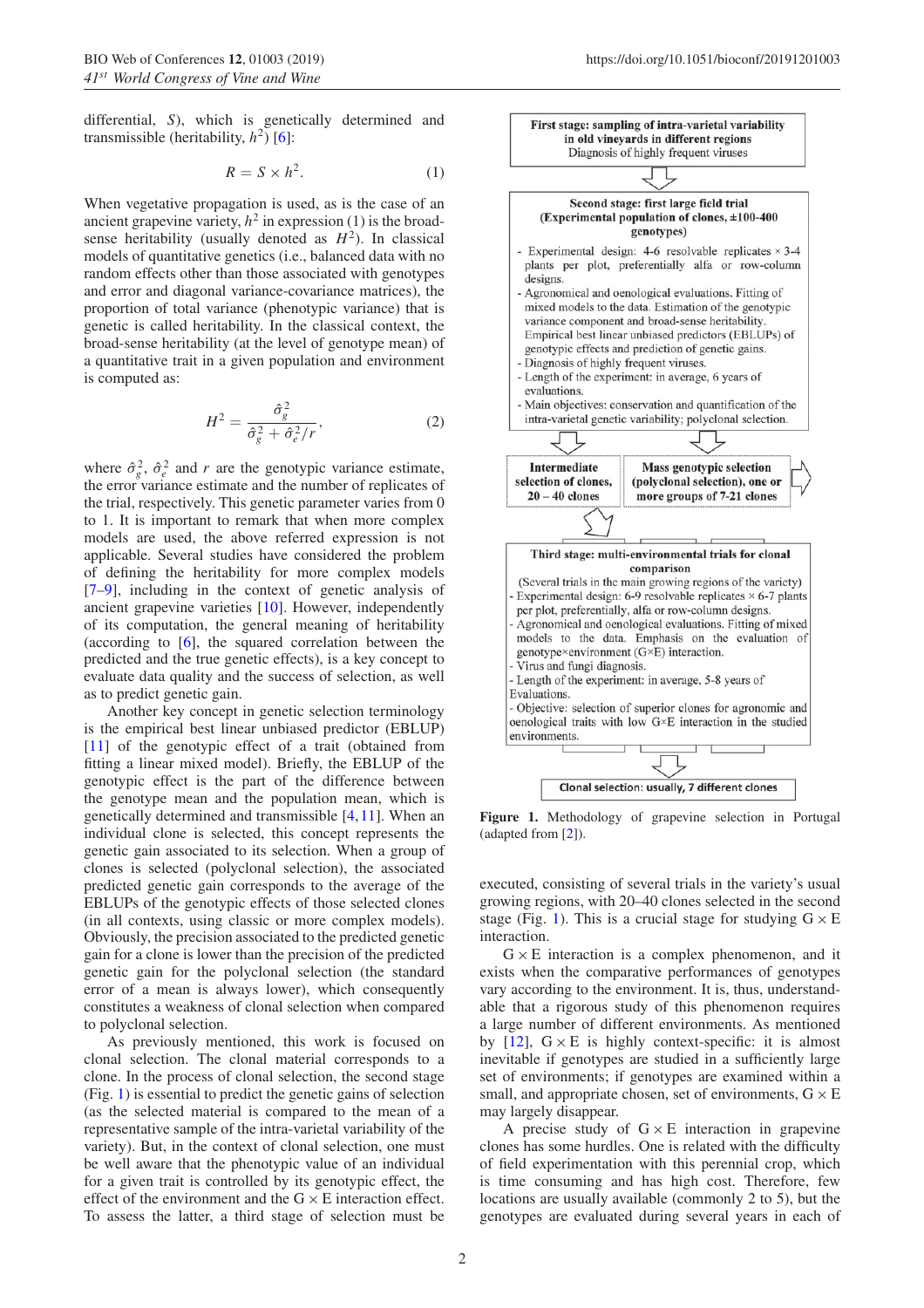differential, $S$), which is genetically determined and transmissible (heritability, $h^2$) [6]:

$$R = S \times h^2. \tag{1}$$

When vegetative propagation is used, as is the case of an ancient grapevine variety, $h^2$ in expression (1) is the broad-sense heritability (usually denoted as $H^2$). In classical models of quantitative genetics (i.e., balanced data with no random effects other than those associated with genotypes and error and diagonal variance-covariance matrices), the proportion of total variance (phenotypic variance) that is genetic is called heritability. In the classical context, the broad-sense heritability (at the level of genotype mean) of a quantitative trait in a given population and environment is computed as:

$$H^2 = \frac{\hat{\sigma}_g^2}{\hat{\sigma}_g^2 + \hat{\sigma}_e^2/r}, \tag{2}$$

where $\hat{\sigma}_g^2$, $\hat{\sigma}_e^2$ and $r$ are the genotypic variance estimate, the error variance estimate and the number of replicates of the trial, respectively. This genetic parameter varies from 0 to 1. It is important to remark that when more complex models are used, the above referred expression is not applicable. Several studies have considered the problem of defining the heritability for more complex models [7–9], including in the context of genetic analysis of ancient grapevine varieties [10]. However, independently of its computation, the general meaning of heritability (according to [6], the squared correlation between the predicted and the true genetic effects), is a key concept to evaluate data quality and the success of selection, as well as to predict genetic gain.

Another key concept in genetic selection terminology is the empirical best linear unbiased predictor (EBLUP) [11] of the genotypic effect of a trait (obtained from fitting a linear mixed model). Briefly, the EBLUP of the genotypic effect is the part of the difference between the genotype mean and the population mean, which is genetically determined and transmissible [4,11]. When an individual clone is selected, this concept represents the genetic gain associated to its selection. When a group of clones is selected (polyclonal selection), the associated predicted genetic gain corresponds to the average of the EBLUPs of the genotypic effects of those selected clones (in all contexts, using classic or more complex models). Obviously, the precision associated to the predicted genetic gain for a clone is lower than the precision of the predicted genetic gain for the polyclonal selection (the standard error of a mean is always lower), which consequently constitutes a weakness of clonal selection when compared to polyclonal selection.

As previously mentioned, this work is focused on clonal selection. The clonal material corresponds to a clone. In the process of clonal selection, the second stage (Fig. 1) is essential to predict the genetic gains of selection (as the selected material is compared to the mean of a representative sample of the intra-varietal variability of the variety). But, in the context of clonal selection, one must be well aware that the phenotypic value of an individual for a given trait is controlled by its genotypic effect, the effect of the environment and the G × E interaction effect. To assess the latter, a third stage of selection must be executed, consisting of several trials in the variety's usual growing regions, with 20–40 clones selected in the second stage (Fig. 1). This is a crucial stage for studying G × E interaction.

**First stage: sampling of intra-varietal variability in old vineyards in different regions**
Diagnosis of highly frequent viruses

⇩

**Second stage: first large field trial (Experimental population of clones, ±100-400 genotypes)**
- Experimental design: 4-6 resolvable replicates × 3-4 plants per plot, preferentially alfa or row-column designs.
- Agronomical and oenological evaluations. Fitting of mixed models to the data. Estimation of the genotypic variance component and broad-sense heritability. Empirical best linear unbiased predictors (EBLUPs) of genotypic effects and prediction of genetic gains.
- Diagnosis of highly frequent viruses.
- Length of the experiment: in average, 6 years of evaluations.
- Main objectives: conservation and quantification of the intra-varietal genetic variability; polyclonal selection.

⇩ **Intermediate selection of clones, 20 – 40 clones** | ⇩ **Mass genotypic selection (polyclonal selection), one or more groups of 7-21 clones**

⇩

**Third stage: multi-environmental trials for clonal comparison**
(Several trials in the main growing regions of the variety)
- Experimental design: 6-9 resolvable replicates × 6-7 plants per plot, preferentially, alfa or row-column designs.
- Agronomical and oenological evaluations. Fitting of mixed models to the data. Emphasis on the evaluation of genotype×environment (G×E) interaction.
- Virus and fungi diagnosis.
- Length of the experiment: in average, 5-8 years of Evaluations.
- Objective: selection of superior clones for agronomic and oenological traits with low G×E interaction in the studied environments.

⇩

**Clonal selection: usually, 7 different clones**

**Figure 1.** Methodology of grapevine selection in Portugal (adapted from [2]).

G × E interaction is a complex phenomenon, and it exists when the comparative performances of genotypes vary according to the environment. It is, thus, understandable that a rigorous study of this phenomenon requires a large number of different environments. As mentioned by [12], G × E is highly context-specific: it is almost inevitable if genotypes are studied in a sufficiently large set of environments; if genotypes are examined within a small, and appropriate chosen, set of environments, G × E may largely disappear.

A precise study of G × E interaction in grapevine clones has some hurdles. One is related with the difficulty of field experimentation with this perennial crop, which is time consuming and has high cost. Therefore, few locations are usually available (commonly 2 to 5), but the genotypes are evaluated during several years in each of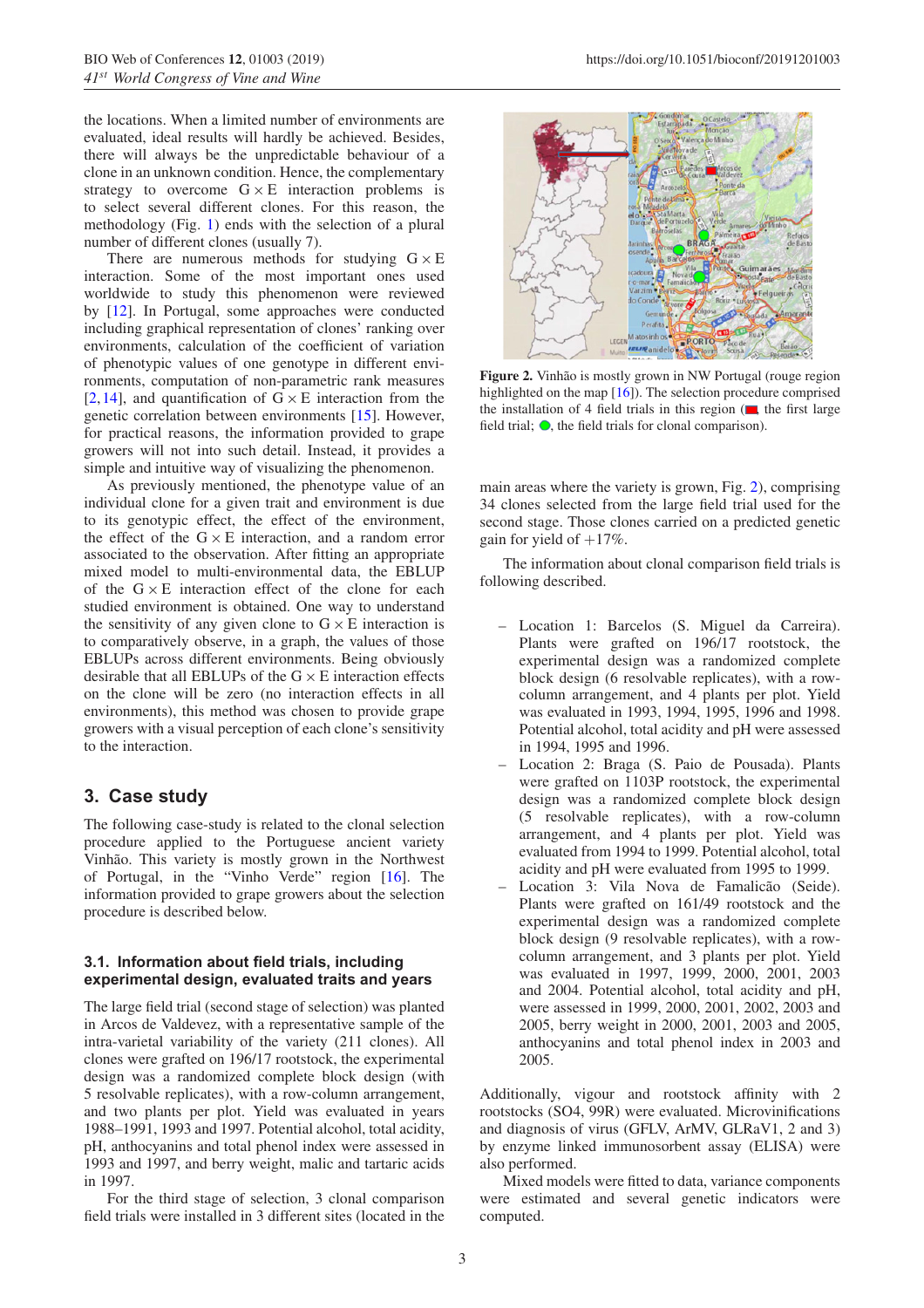the locations. When a limited number of environments are evaluated, ideal results will hardly be achieved. Besides, there will always be the unpredictable behaviour of a clone in an unknown condition. Hence, the complementary strategy to overcome G × E interaction problems is to select several different clones. For this reason, the methodology (Fig. 1) ends with the selection of a plural number of different clones (usually 7).

There are numerous methods for studying G × E interaction. Some of the most important ones used worldwide to study this phenomenon were reviewed by [12]. In Portugal, some approaches were conducted including graphical representation of clones' ranking over environments, calculation of the coefficient of variation of phenotypic values of one genotype in different environments, computation of non-parametric rank measures [2, 14], and quantification of G × E interaction from the genetic correlation between environments [15]. However, for practical reasons, the information provided to grape growers will not into such detail. Instead, it provides a simple and intuitive way of visualizing the phenomenon.

As previously mentioned, the phenotype value of an individual clone for a given trait and environment is due to its genotypic effect, the effect of the environment, the effect of the G × E interaction, and a random error associated to the observation. After fitting an appropriate mixed model to multi-environmental data, the EBLUP of the G × E interaction effect of the clone for each studied environment is obtained. One way to understand the sensitivity of any given clone to G × E interaction is to comparatively observe, in a graph, the values of those EBLUPs across different environments. Being obviously desirable that all EBLUPs of the G × E interaction effects on the clone will be zero (no interaction effects in all environments), this method was chosen to provide grape growers with a visual perception of each clone's sensitivity to the interaction.

## 3. Case study

The following case-study is related to the clonal selection procedure applied to the Portuguese ancient variety Vinhão. This variety is mostly grown in the Northwest of Portugal, in the "Vinho Verde" region [16]. The information provided to grape growers about the selection procedure is described below.

### 3.1. Information about field trials, including experimental design, evaluated traits and years

The large field trial (second stage of selection) was planted in Arcos de Valdevez, with a representative sample of the intra-varietal variability of the variety (211 clones). All clones were grafted on 196/17 rootstock, the experimental design was a randomized complete block design (with 5 resolvable replicates), with a row-column arrangement, and two plants per plot. Yield was evaluated in years 1988–1991, 1993 and 1997. Potential alcohol, total acidity, pH, anthocyanins and total phenol index were assessed in 1993 and 1997, and berry weight, malic and tartaric acids in 1997.

For the third stage of selection, 3 clonal comparison field trials were installed in 3 different sites (located in the main areas where the variety is grown, Fig. 2), comprising 34 clones selected from the large field trial used for the second stage. Those clones carried on a predicted genetic gain for yield of +17%.

**Figure 2.** Vinhão is mostly grown in NW Portugal (rouge region highlighted on the map [16]). The selection procedure comprised the installation of 4 field trials in this region (red square, the first large field trial; green circle, the field trials for clonal comparison).

The information about clonal comparison field trials is following described.

- Location 1: Barcelos (S. Miguel da Carreira). Plants were grafted on 196/17 rootstock, the experimental design was a randomized complete block design (6 resolvable replicates), with a row-column arrangement, and 4 plants per plot. Yield was evaluated in 1993, 1994, 1995, 1996 and 1998. Potential alcohol, total acidity and pH were assessed in 1994, 1995 and 1996.
- Location 2: Braga (S. Paio de Pousada). Plants were grafted on 1103P rootstock, the experimental design was a randomized complete block design (5 resolvable replicates), with a row-column arrangement, and 4 plants per plot. Yield was evaluated from 1994 to 1999. Potential alcohol, total acidity and pH were evaluated from 1995 to 1999.
- Location 3: Vila Nova de Famalicão (Seide). Plants were grafted on 161/49 rootstock and the experimental design was a randomized complete block design (9 resolvable replicates), with a row-column arrangement, and 3 plants per plot. Yield was evaluated in 1997, 1999, 2000, 2001, 2003 and 2004. Potential alcohol, total acidity and pH, were assessed in 1999, 2000, 2001, 2002, 2003 and 2005, berry weight in 2000, 2001, 2003 and 2005, anthocyanins and total phenol index in 2003 and 2005.

Additionally, vigour and rootstock affinity with 2 rootstocks (SO4, 99R) were evaluated. Microvinifications and diagnosis of virus (GFLV, ArMV, GLRaV1, 2 and 3) by enzyme linked immunosorbent assay (ELISA) were also performed.

Mixed models were fitted to data, variance components were estimated and several genetic indicators were computed.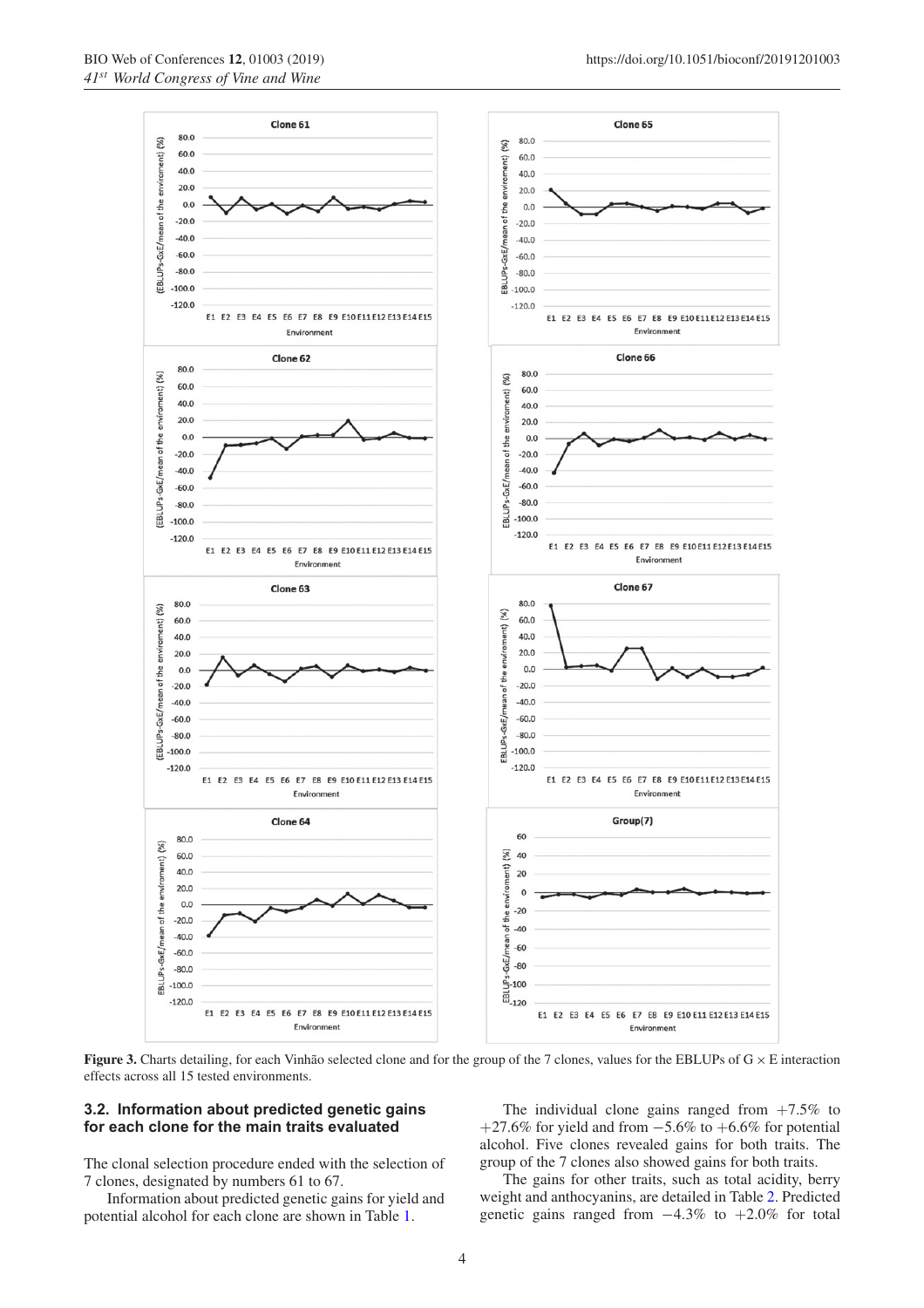**Figure 3.** Charts detailing, for each Vinhão selected clone and for the group of the 7 clones, values for the EBLUPs of G × E interaction effects across all 15 tested environments.

### 3.2. Information about predicted genetic gains for each clone for the main traits evaluated

The clonal selection procedure ended with the selection of 7 clones, designated by numbers 61 to 67.

Information about predicted genetic gains for yield and potential alcohol for each clone are shown in Table 1.

The individual clone gains ranged from +7.5% to +27.6% for yield and from −5.6% to +6.6% for potential alcohol. Five clones revealed gains for both traits. The group of the 7 clones also showed gains for both traits.

The gains for other traits, such as total acidity, berry weight and anthocyanins, are detailed in Table 2. Predicted genetic gains ranged from −4.3% to +2.0% for total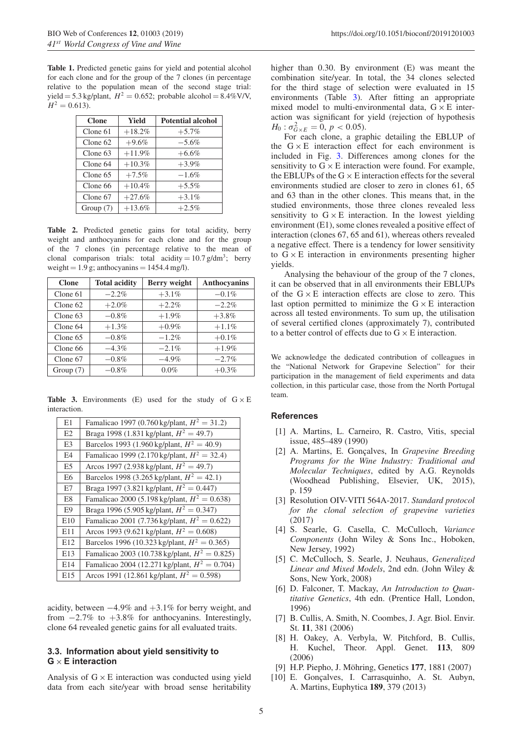**Table 1.** Predicted genetic gains for yield and potential alcohol for each clone and for the group of the 7 clones (in percentage relative to the population mean of the second stage trial: yield = 5.3 kg/plant, $H^2 = 0.652$; probable alcohol = 8.4%V/V, $H^2 = 0.613$).

| Clone | Yield | Potential alcohol |
|---|---|---|
| Clone 61 | +18.2% | +5.7% |
| Clone 62 | +9.6% | −5.6% |
| Clone 63 | +11.9% | +6.6% |
| Clone 64 | +10.3% | +3.9% |
| Clone 65 | +7.5% | −1.6% |
| Clone 66 | +10.4% | +5.5% |
| Clone 67 | +27.6% | +3.1% |
| Group (7) | +13.6% | +2.5% |

**Table 2.** Predicted genetic gains for total acidity, berry weight and anthocyanins for each clone and for the group of the 7 clones (in percentage relative to the mean of clonal comparison trials: total acidity = 10.7 g/dm$^3$; berry weight = 1.9 g; anthocyanins = 1454.4 mg/l).

| Clone | Total acidity | Berry weight | Anthocyanins |
|---|---|---|---|
| Clone 61 | −2.2% | +3.1% | −0.1% |
| Clone 62 | +2.0% | +2.2% | −2.2% |
| Clone 63 | −0.8% | +1.9% | +3.8% |
| Clone 64 | +1.3% | +0.9% | +1.1% |
| Clone 65 | −0.8% | −1.2% | +0.1% |
| Clone 66 | −4.3% | −2.1% | +1.9% |
| Clone 67 | −0.8% | −4.9% | −2.7% |
| Group (7) | −0.8% | 0.0% | +0.3% |

**Table 3.** Environments (E) used for the study of G × E interaction.

| | |
|---|---|
| E1 | Famalicao 1997 (0.760 kg/plant, $H^2 = 31.2$) |
| E2 | Braga 1998 (1.831 kg/plant, $H^2 = 49.7$) |
| E3 | Barcelos 1993 (1.960 kg/plant, $H^2 = 40.9$) |
| E4 | Famalicao 1999 (2.170 kg/plant, $H^2 = 32.4$) |
| E5 | Arcos 1997 (2.938 kg/plant, $H^2 = 49.7$) |
| E6 | Barcelos 1998 (3.265 kg/plant, $H^2 = 42.1$) |
| E7 | Braga 1997 (3.821 kg/plant, $H^2 = 0.447$) |
| E8 | Famalicao 2000 (5.198 kg/plant, $H^2 = 0.638$) |
| E9 | Braga 1996 (5.905 kg/plant, $H^2 = 0.347$) |
| E10 | Famalicao 2001 (7.736 kg/plant, $H^2 = 0.622$) |
| E11 | Arcos 1993 (9.621 kg/plant, $H^2 = 0.608$) |
| E12 | Barcelos 1996 (10.323 kg/plant, $H^2 = 0.365$) |
| E13 | Famalicao 2003 (10.738 kg/plant, $H^2 = 0.825$) |
| E14 | Famalicao 2004 (12.271 kg/plant, $H^2 = 0.704$) |
| E15 | Arcos 1991 (12.861 kg/plant, $H^2 = 0.598$) |

acidity, between −4.9% and +3.1% for berry weight, and from −2.7% to +3.8% for anthocyanins. Interestingly, clone 64 revealed genetic gains for all evaluated traits.

### 3.3. Information about yield sensitivity to G × E interaction

Analysis of G × E interaction was conducted using yield data from each site/year with broad sense heritability higher than 0.30. By environment (E) was meant the combination site/year. In total, the 34 clones selected for the third stage of selection were evaluated in 15 environments (Table 3). After fitting an appropriate mixed model to multi-environmental data, G × E interaction was significant for yield (rejection of hypothesis $H_0 : \sigma^2_{G\times E} = 0$, $p < 0.05$).

For each clone, a graphic detailing the EBLUP of the G × E interaction effect for each environment is included in Fig. 3. Differences among clones for the sensitivity to G × E interaction were found. For example, the EBLUPs of the G × E interaction effects for the several environments studied are closer to zero in clones 61, 65 and 63 than in the other clones. This means that, in the studied environments, those three clones revealed less sensitivity to G × E interaction. In the lowest yielding environment (E1), some clones revealed a positive effect of interaction (clones 67, 65 and 61), whereas others revealed a negative effect. There is a tendency for lower sensitivity to G × E interaction in environments presenting higher yields.

Analysing the behaviour of the group of the 7 clones, it can be observed that in all environments their EBLUPs of the G × E interaction effects are close to zero. This last option permitted to minimize the G × E interaction across all tested environments. To sum up, the utilisation of several certified clones (approximately 7), contributed to a better control of effects due to G × E interaction.

We acknowledge the dedicated contribution of colleagues in the "National Network for Grapevine Selection" for their participation in the management of field experiments and data collection, in this particular case, those from the North Portugal team.

## References

[1] A. Martins, L. Carneiro, R. Castro, Vitis, special issue, 485–489 (1990)

[2] A. Martins, E. Gonçalves, In *Grapevine Breeding Programs for the Wine Industry: Traditional and Molecular Techniques*, edited by A.G. Reynolds (Woodhead Publishing, Elsevier, UK, 2015), p. 159

[3] Resolution OIV-VITI 564A-2017. *Standard protocol for the clonal selection of grapevine varieties* (2017)

[4] S. Searle, G. Casella, C. McCulloch, *Variance Components* (John Wiley & Sons Inc., Hoboken, New Jersey, 1992)

[5] C. McCulloch, S. Searle, J. Neuhaus, *Generalized Linear and Mixed Models*, 2nd edn. (John Wiley & Sons, New York, 2008)

[6] D. Falconer, T. Mackay, *An Introduction to Quantitative Genetics*, 4th edn. (Prentice Hall, London, 1996)

[7] B. Cullis, A. Smith, N. Coombes, J. Agr. Biol. Envir. St. **11**, 381 (2006)

[8] H. Oakey, A. Verbyla, W. Pitchford, B. Cullis, H. Kuchel, Theor. Appl. Genet. **113**, 809 (2006)

[9] H.P. Piepho, J. Möhring, Genetics **177**, 1881 (2007)

[10] E. Gonçalves, I. Carrasquinho, A. St. Aubyn, A. Martins, Euphytica **189**, 379 (2013)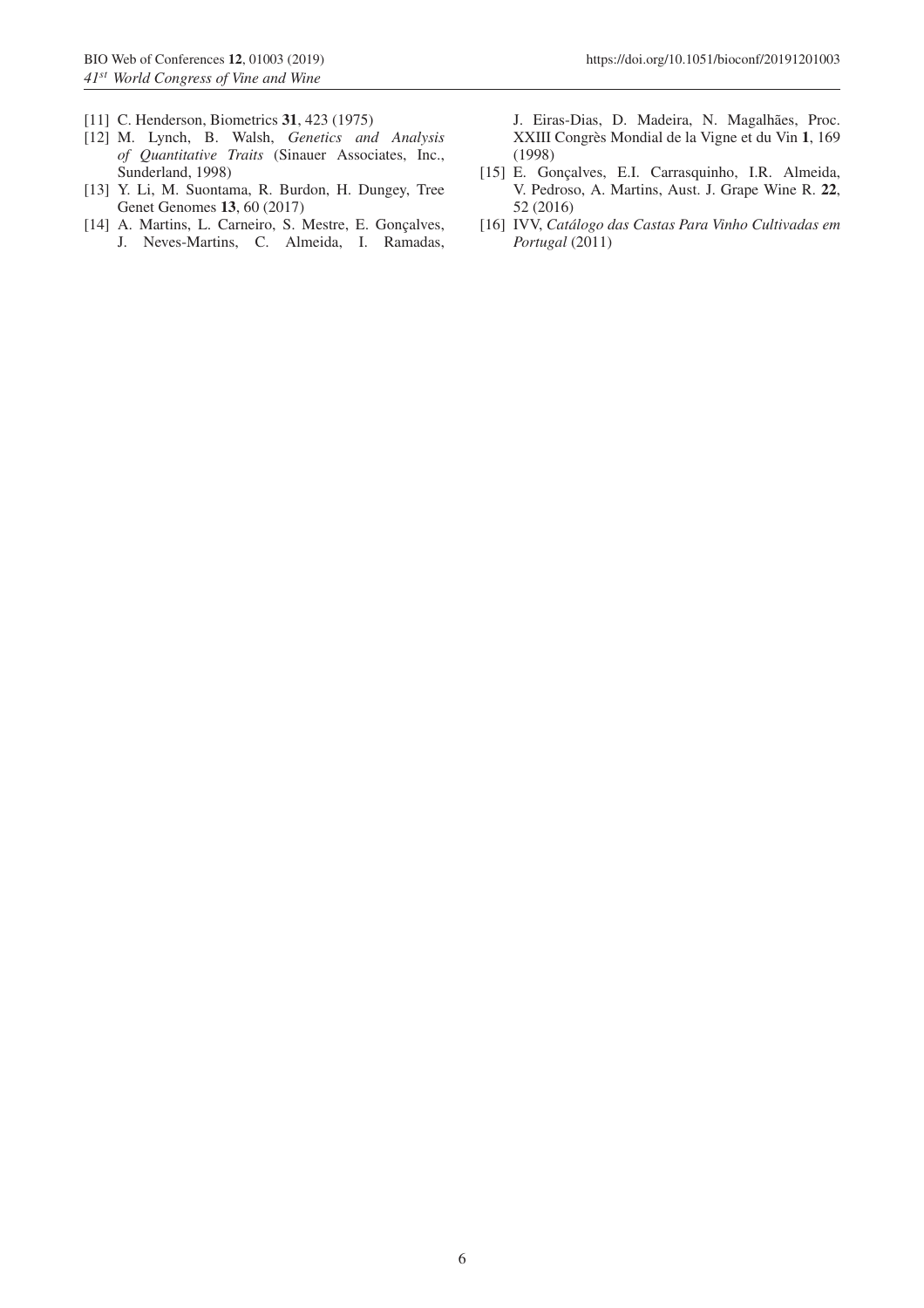[11] C. Henderson, Biometrics **31**, 423 (1975)

[12] M. Lynch, B. Walsh, *Genetics and Analysis of Quantitative Traits* (Sinauer Associates, Inc., Sunderland, 1998)

[13] Y. Li, M. Suontama, R. Burdon, H. Dungey, Tree Genet Genomes **13**, 60 (2017)

[14] A. Martins, L. Carneiro, S. Mestre, E. Gonçalves, J. Neves-Martins, C. Almeida, I. Ramadas, J. Eiras-Dias, D. Madeira, N. Magalhães, Proc. XXIII Congrès Mondial de la Vigne et du Vin **1**, 169 (1998)

[15] E. Gonçalves, E.I. Carrasquinho, I.R. Almeida, V. Pedroso, A. Martins, Aust. J. Grape Wine R. **22**, 52 (2016)

[16] IVV, *Catálogo das Castas Para Vinho Cultivadas em Portugal* (2011)